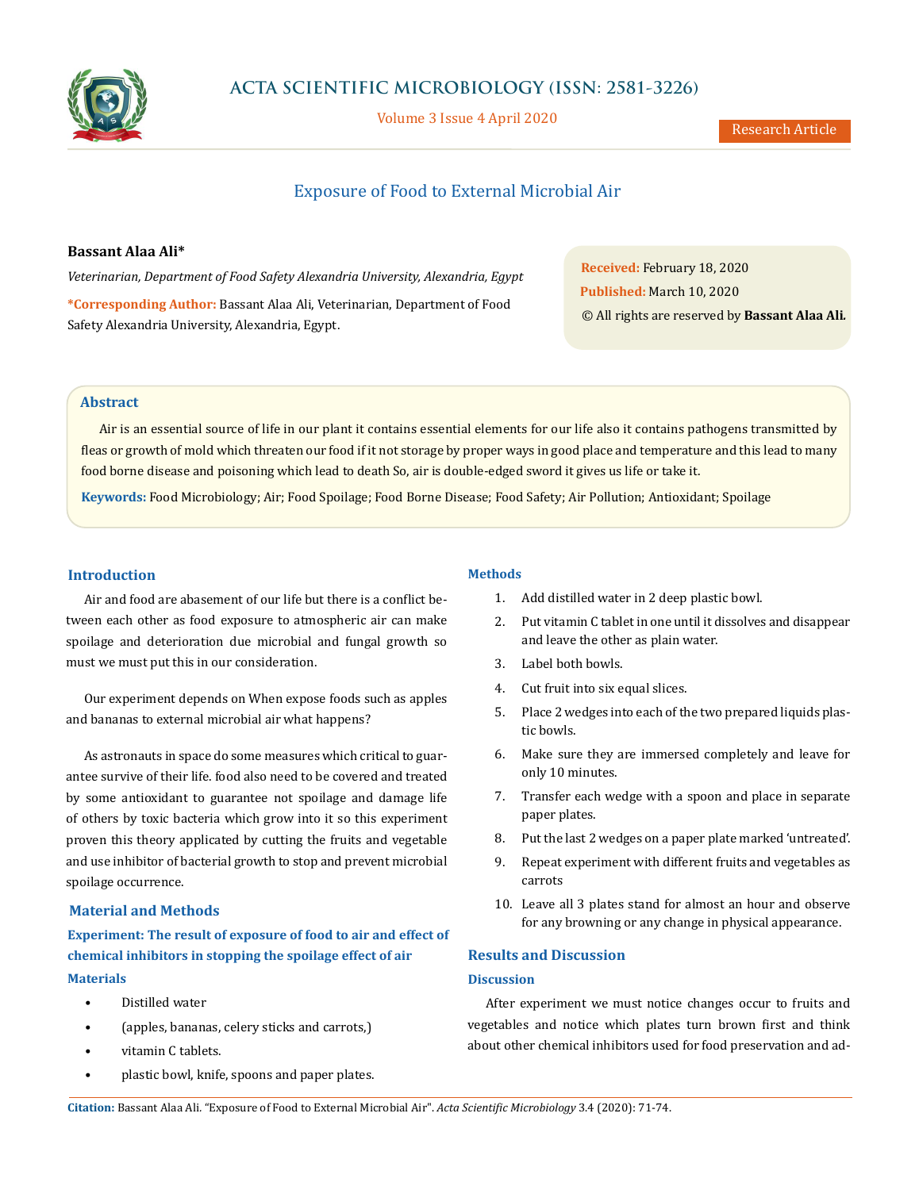# Exposure of Food to External Microbial Air

**Bassant Alaa Ali***

*Veterinarian, Department of Food Safety Alexandria University, Alexandria, Egypt*

**\*Corresponding Author:** Bassant Alaa Ali, Veterinarian, Department of Food Safety Alexandria University, Alexandria, Egypt.

**Received:** February 18, 2020
**Published:** March 10, 2020
© All rights are reserved by **Bassant Alaa Ali.**

## Abstract

Air is an essential source of life in our plant it contains essential elements for our life also it contains pathogens transmitted by fleas or growth of mold which threaten our food if it not storage by proper ways in good place and temperature and this lead to many food borne disease and poisoning which lead to death So, air is double-edged sword it gives us life or take it.

**Keywords:** Food Microbiology; Air; Food Spoilage; Food Borne Disease; Food Safety; Air Pollution; Antioxidant; Spoilage

## Introduction

Air and food are abasement of our life but there is a conflict between each other as food exposure to atmospheric air can make spoilage and deterioration due microbial and fungal growth so must we must put this in our consideration.

Our experiment depends on When expose foods such as apples and bananas to external microbial air what happens?

As astronauts in space do some measures which critical to guarantee survive of their life. food also need to be covered and treated by some antioxidant to guarantee not spoilage and damage life of others by toxic bacteria which grow into it so this experiment proven this theory applicated by cutting the fruits and vegetable and use inhibitor of bacterial growth to stop and prevent microbial spoilage occurrence.

## Material and Methods

### Experiment: The result of exposure of food to air and effect of chemical inhibitors in stopping the spoilage effect of air

### Materials

- Distilled water
- (apples, bananas, celery sticks and carrots,)
- vitamin C tablets.
- plastic bowl, knife, spoons and paper plates.

### Methods

1. Add distilled water in 2 deep plastic bowl.
2. Put vitamin C tablet in one until it dissolves and disappear and leave the other as plain water.
3. Label both bowls.
4. Cut fruit into six equal slices.
5. Place 2 wedges into each of the two prepared liquids plastic bowls.
6. Make sure they are immersed completely and leave for only 10 minutes.
7. Transfer each wedge with a spoon and place in separate paper plates.
8. Put the last 2 wedges on a paper plate marked 'untreated'.
9. Repeat experiment with different fruits and vegetables as carrots
10. Leave all 3 plates stand for almost an hour and observe for any browning or any change in physical appearance.

## Results and Discussion

### Discussion

After experiment we must notice changes occur to fruits and vegetables and notice which plates turn brown first and think about other chemical inhibitors used for food preservation and ad-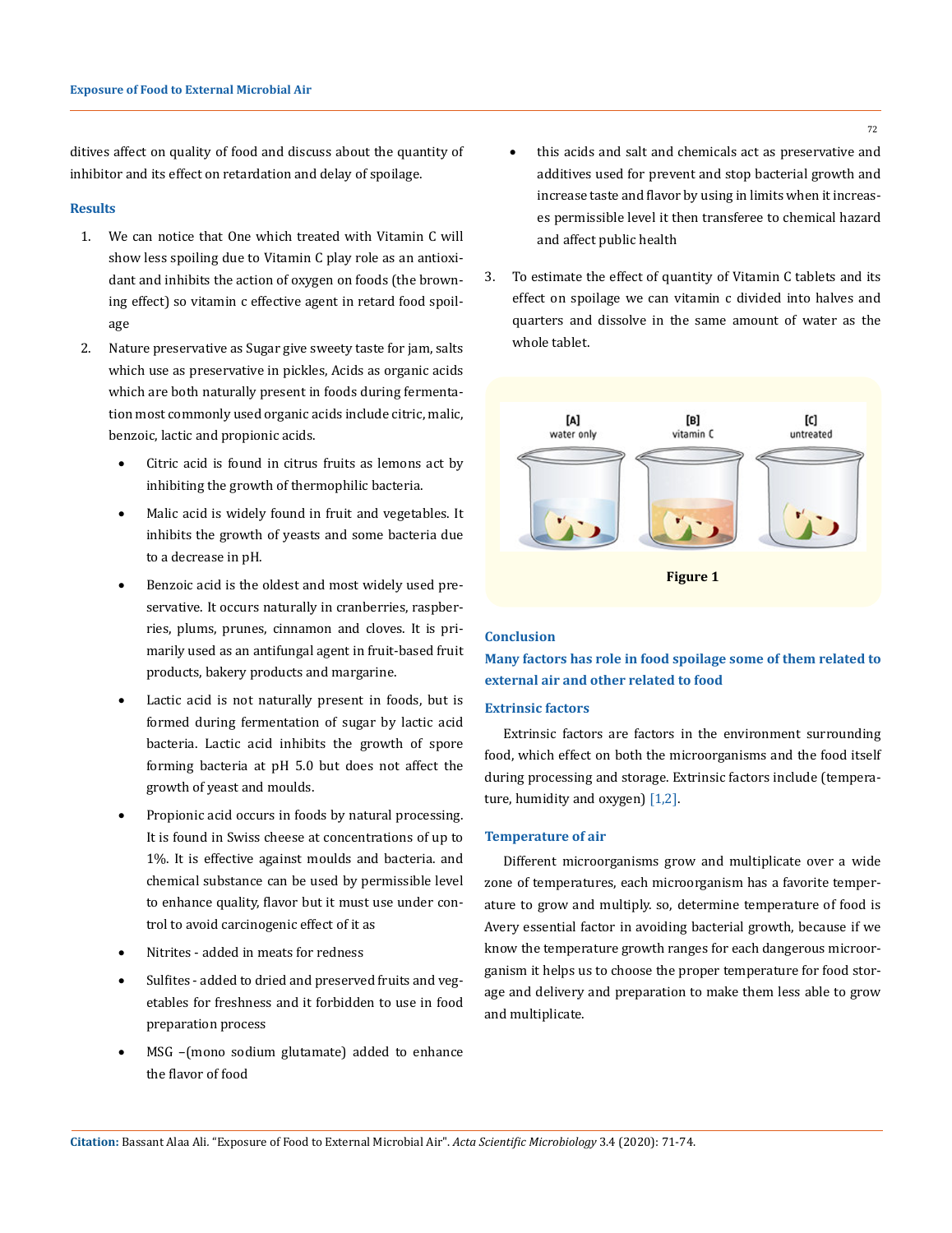ditives affect on quality of food and discuss about the quantity of inhibitor and its effect on retardation and delay of spoilage.

## Results

1. We can notice that One which treated with Vitamin C will show less spoiling due to Vitamin C play role as an antioxidant and inhibits the action of oxygen on foods (the browning effect) so vitamin c effective agent in retard food spoilage
2. Nature preservative as Sugar give sweety taste for jam, salts which use as preservative in pickles, Acids as organic acids which are both naturally present in foods during fermentation most commonly used organic acids include citric, malic, benzoic, lactic and propionic acids.
   - Citric acid is found in citrus fruits as lemons act by inhibiting the growth of thermophilic bacteria.
   - Malic acid is widely found in fruit and vegetables. It inhibits the growth of yeasts and some bacteria due to a decrease in pH.
   - Benzoic acid is the oldest and most widely used preservative. It occurs naturally in cranberries, raspberries, plums, prunes, cinnamon and cloves. It is primarily used as an antifungal agent in fruit-based fruit products, bakery products and margarine.
   - Lactic acid is not naturally present in foods, but is formed during fermentation of sugar by lactic acid bacteria. Lactic acid inhibits the growth of spore forming bacteria at pH 5.0 but does not affect the growth of yeast and moulds.
   - Propionic acid occurs in foods by natural processing. It is found in Swiss cheese at concentrations of up to 1%. It is effective against moulds and bacteria. and chemical substance can be used by permissible level to enhance quality, flavor but it must use under control to avoid carcinogenic effect of it as
   - Nitrites - added in meats for redness
   - Sulfites - added to dried and preserved fruits and vegetables for freshness and it forbidden to use in food preparation process
   - MSG –(mono sodium glutamate) added to enhance the flavor of food
   - this acids and salt and chemicals act as preservative and additives used for prevent and stop bacterial growth and increase taste and flavor by using in limits when it increases permissible level it then transferee to chemical hazard and affect public health
3. To estimate the effect of quantity of Vitamin C tablets and its effect on spoilage we can vitamin c divided into halves and quarters and dissolve in the same amount of water as the whole tablet.

Figure 1

## Conclusion

**Many factors has role in food spoilage some of them related to external air and other related to food**

### Extrinsic factors

Extrinsic factors are factors in the environment surrounding food, which effect on both the microorganisms and the food itself during processing and storage. Extrinsic factors include (temperature, humidity and oxygen) [1,2].

### Temperature of air

Different microorganisms grow and multiplicate over a wide zone of temperatures, each microorganism has a favorite temperature to grow and multiply. so, determine temperature of food is Avery essential factor in avoiding bacterial growth, because if we know the temperature growth ranges for each dangerous microorganism it helps us to choose the proper temperature for food storage and delivery and preparation to make them less able to grow and multiplicate.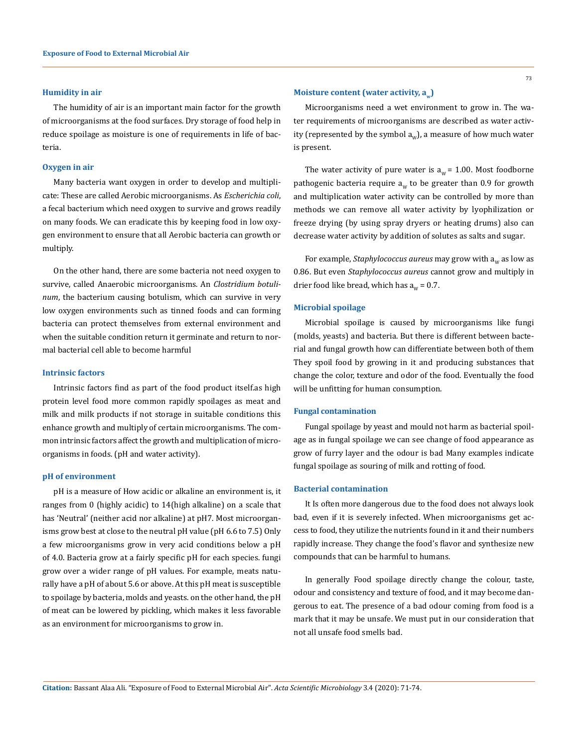### Humidity in air

The humidity of air is an important main factor for the growth of microorganisms at the food surfaces. Dry storage of food help in reduce spoilage as moisture is one of requirements in life of bacteria.

### Oxygen in air

Many bacteria want oxygen in order to develop and multiplicate: These are called Aerobic microorganisms. As *Escherichia coli*, a fecal bacterium which need oxygen to survive and grows readily on many foods. We can eradicate this by keeping food in low oxygen environment to ensure that all Aerobic bacteria can growth or multiply.

On the other hand, there are some bacteria not need oxygen to survive, called Anaerobic microorganisms. An *Clostridium botulinum*, the bacterium causing botulism, which can survive in very low oxygen environments such as tinned foods and can forming bacteria can protect themselves from external environment and when the suitable condition return it germinate and return to normal bacterial cell able to become harmful

### Intrinsic factors

Intrinsic factors find as part of the food product itself.as high protein level food more common rapidly spoilages as meat and milk and milk products if not storage in suitable conditions this enhance growth and multiply of certain microorganisms. The common intrinsic factors affect the growth and multiplication of microorganisms in foods. (pH and water activity).

### pH of environment

pH is a measure of How acidic or alkaline an environment is, it ranges from 0 (highly acidic) to 14(high alkaline) on a scale that has 'Neutral' (neither acid nor alkaline) at pH7. Most microorganisms grow best at close to the neutral pH value (pH 6.6 to 7.5) Only a few microorganisms grow in very acid conditions below a pH of 4.0. Bacteria grow at a fairly specific pH for each species. fungi grow over a wider range of pH values. For example, meats naturally have a pH of about 5.6 or above. At this pH meat is susceptible to spoilage by bacteria, molds and yeasts. on the other hand, the pH of meat can be lowered by pickling, which makes it less favorable as an environment for microorganisms to grow in.

### Moisture content (water activity, $a_w$)

Microorganisms need a wet environment to grow in. The water requirements of microorganisms are described as water activity (represented by the symbol $a_w$), a measure of how much water is present.

The water activity of pure water is $a_w = 1.00$. Most foodborne pathogenic bacteria require $a_w$ to be greater than 0.9 for growth and multiplication water activity can be controlled by more than methods we can remove all water activity by lyophilization or freeze drying (by using spray dryers or heating drums) also can decrease water activity by addition of solutes as salts and sugar.

For example, *Staphylococcus aureus* may grow with $a_w$ as low as 0.86. But even *Staphylococcus aureus* cannot grow and multiply in drier food like bread, which has $a_w = 0.7$.

### Microbial spoilage

Microbial spoilage is caused by microorganisms like fungi (molds, yeasts) and bacteria. But there is different between bacterial and fungal growth how can differentiate between both of them They spoil food by growing in it and producing substances that change the color, texture and odor of the food. Eventually the food will be unfitting for human consumption.

### Fungal contamination

Fungal spoilage by yeast and mould not harm as bacterial spoilage as in fungal spoilage we can see change of food appearance as grow of furry layer and the odour is bad Many examples indicate fungal spoilage as souring of milk and rotting of food.

### Bacterial contamination

It Is often more dangerous due to the food does not always look bad, even if it is severely infected. When microorganisms get access to food, they utilize the nutrients found in it and their numbers rapidly increase. They change the food's flavor and synthesize new compounds that can be harmful to humans.

In generally Food spoilage directly change the colour, taste, odour and consistency and texture of food, and it may become dangerous to eat. The presence of a bad odour coming from food is a mark that it may be unsafe. We must put in our consideration that not all unsafe food smells bad.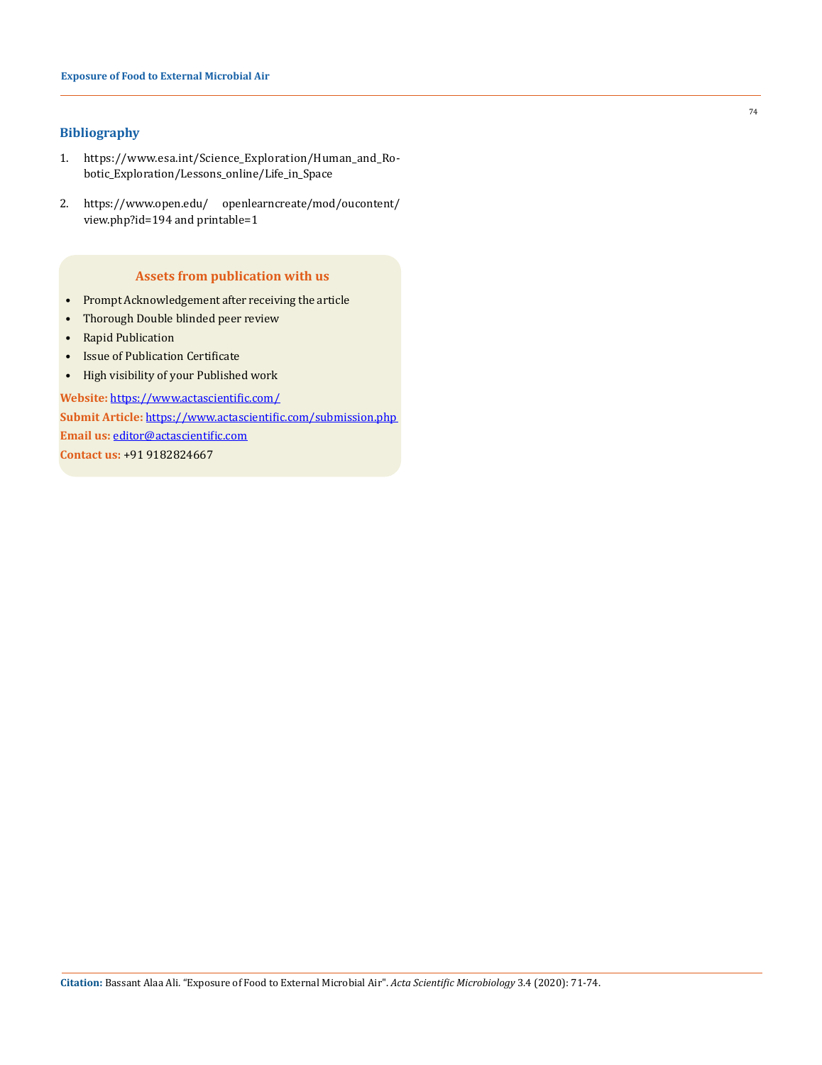## Bibliography

1. https://www.esa.int/Science_Exploration/Human_and_Robotic_Exploration/Lessons_online/Life_in_Space
2. https://www.open.edu/ openlearncreate/mod/oucontent/view.php?id=194 and printable=1

### Assets from publication with us

- Prompt Acknowledgement after receiving the article
- Thorough Double blinded peer review
- Rapid Publication
- Issue of Publication Certificate
- High visibility of your Published work

**Website:** https://www.actascientific.com/
**Submit Article:** https://www.actascientific.com/submission.php
**Email us:** editor@actascientific.com
**Contact us:** +91 9182824667

**Citation:** Bassant Alaa Ali. "Exposure of Food to External Microbial Air". *Acta Scientific Microbiology* 3.4 (2020): 71-74.